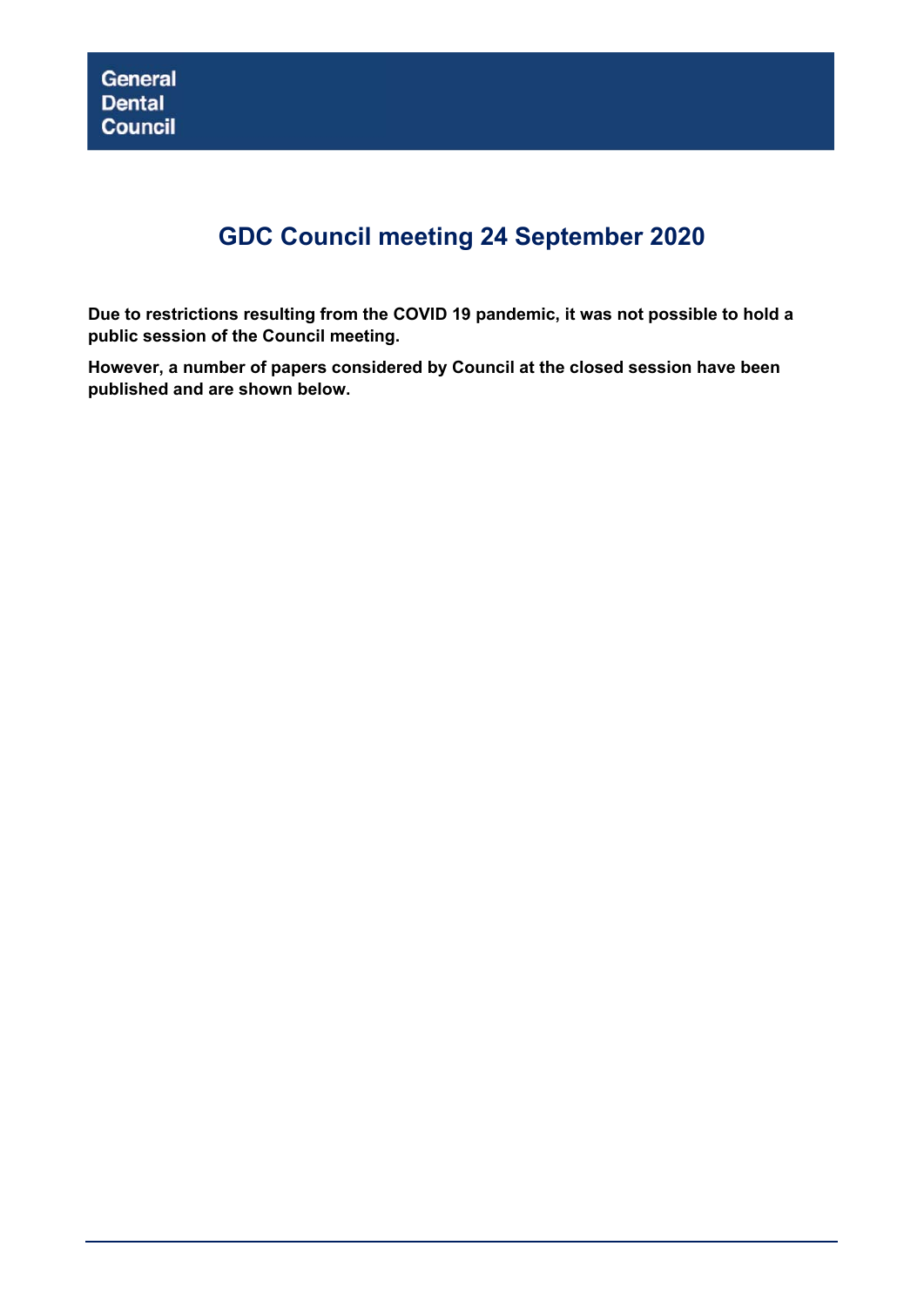General
Dental
Council

# GDC Council meeting 24 September 2020

**Due to restrictions resulting from the COVID 19 pandemic, it was not possible to hold a public session of the Council meeting.**

**However, a number of papers considered by Council at the closed session have been published and are shown below.**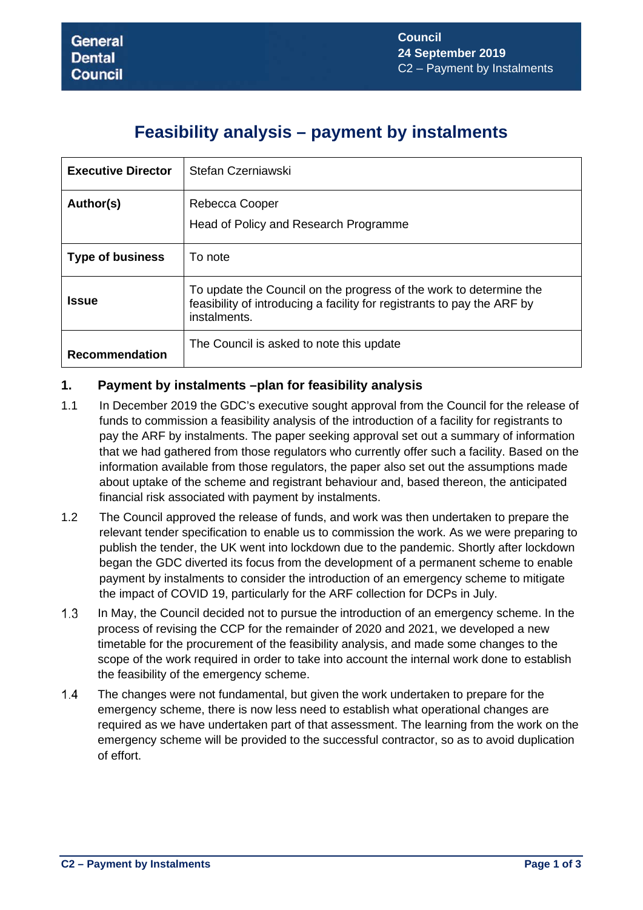Council
24 September 2019
C2 – Payment by Instalments

# Feasibility analysis – payment by instalments

| **Executive Director** | Stefan Czerniawski |
|---|---|
| **Author(s)** | Rebecca Cooper<br>Head of Policy and Research Programme |
| **Type of business** | To note |
| **Issue** | To update the Council on the progress of the work to determine the feasibility of introducing a facility for registrants to pay the ARF by instalments. |
| **Recommendation** | The Council is asked to note this update |

## 1. Payment by instalments –plan for feasibility analysis

1.1 In December 2019 the GDC's executive sought approval from the Council for the release of funds to commission a feasibility analysis of the introduction of a facility for registrants to pay the ARF by instalments. The paper seeking approval set out a summary of information that we had gathered from those regulators who currently offer such a facility. Based on the information available from those regulators, the paper also set out the assumptions made about uptake of the scheme and registrant behaviour and, based thereon, the anticipated financial risk associated with payment by instalments.

1.2 The Council approved the release of funds, and work was then undertaken to prepare the relevant tender specification to enable us to commission the work. As we were preparing to publish the tender, the UK went into lockdown due to the pandemic. Shortly after lockdown began the GDC diverted its focus from the development of a permanent scheme to enable payment by instalments to consider the introduction of an emergency scheme to mitigate the impact of COVID 19, particularly for the ARF collection for DCPs in July.

1.3 In May, the Council decided not to pursue the introduction of an emergency scheme. In the process of revising the CCP for the remainder of 2020 and 2021, we developed a new timetable for the procurement of the feasibility analysis, and made some changes to the scope of the work required in order to take into account the internal work done to establish the feasibility of the emergency scheme.

1.4 The changes were not fundamental, but given the work undertaken to prepare for the emergency scheme, there is now less need to establish what operational changes are required as we have undertaken part of that assessment. The learning from the work on the emergency scheme will be provided to the successful contractor, so as to avoid duplication of effort.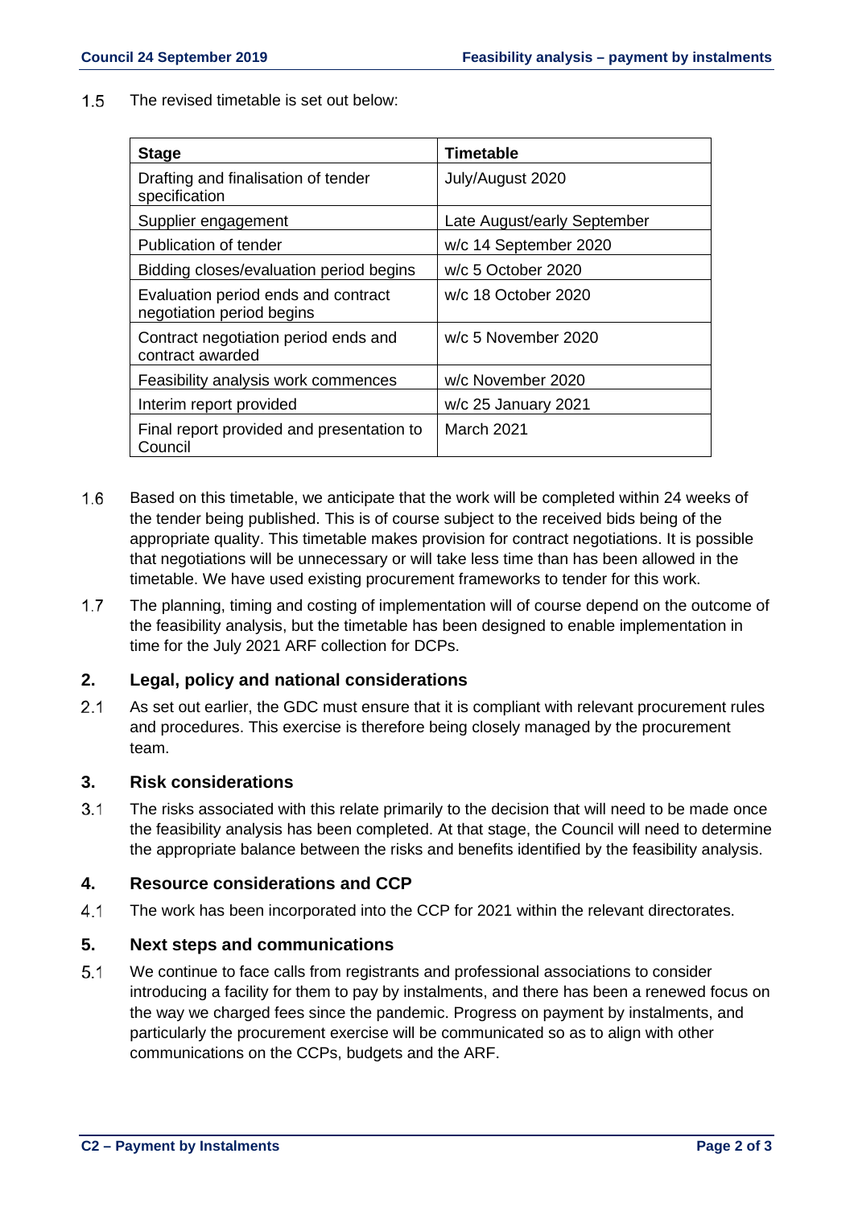1.5 The revised timetable is set out below:

| Stage | Timetable |
|---|---|
| Drafting and finalisation of tender specification | July/August 2020 |
| Supplier engagement | Late August/early September |
| Publication of tender | w/c 14 September 2020 |
| Bidding closes/evaluation period begins | w/c 5 October 2020 |
| Evaluation period ends and contract negotiation period begins | w/c 18 October 2020 |
| Contract negotiation period ends and contract awarded | w/c 5 November 2020 |
| Feasibility analysis work commences | w/c November 2020 |
| Interim report provided | w/c 25 January 2021 |
| Final report provided and presentation to Council | March 2021 |

1.6 Based on this timetable, we anticipate that the work will be completed within 24 weeks of the tender being published. This is of course subject to the received bids being of the appropriate quality. This timetable makes provision for contract negotiations. It is possible that negotiations will be unnecessary or will take less time than has been allowed in the timetable. We have used existing procurement frameworks to tender for this work.

1.7 The planning, timing and costing of implementation will of course depend on the outcome of the feasibility analysis, but the timetable has been designed to enable implementation in time for the July 2021 ARF collection for DCPs.

## 2. Legal, policy and national considerations

2.1 As set out earlier, the GDC must ensure that it is compliant with relevant procurement rules and procedures. This exercise is therefore being closely managed by the procurement team.

## 3. Risk considerations

3.1 The risks associated with this relate primarily to the decision that will need to be made once the feasibility analysis has been completed. At that stage, the Council will need to determine the appropriate balance between the risks and benefits identified by the feasibility analysis.

## 4. Resource considerations and CCP

4.1 The work has been incorporated into the CCP for 2021 within the relevant directorates.

## 5. Next steps and communications

5.1 We continue to face calls from registrants and professional associations to consider introducing a facility for them to pay by instalments, and there has been a renewed focus on the way we charged fees since the pandemic. Progress on payment by instalments, and particularly the procurement exercise will be communicated so as to align with other communications on the CCPs, budgets and the ARF.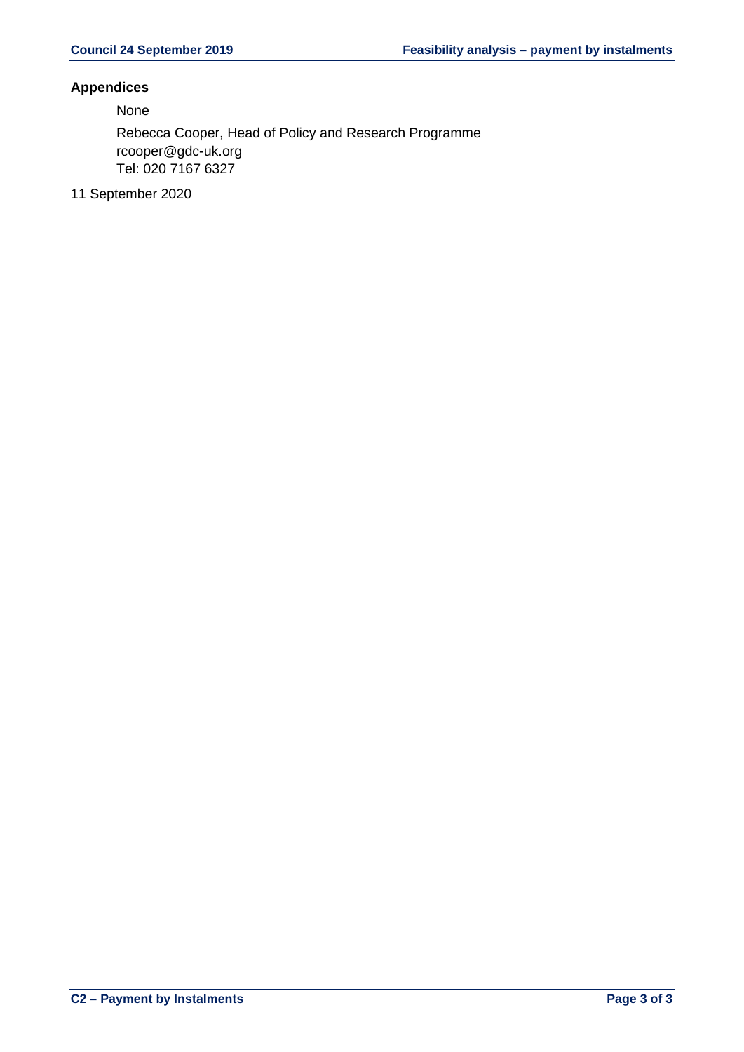## Appendices

None

Rebecca Cooper, Head of Policy and Research Programme
rcooper@gdc-uk.org
Tel: 020 7167 6327

11 September 2020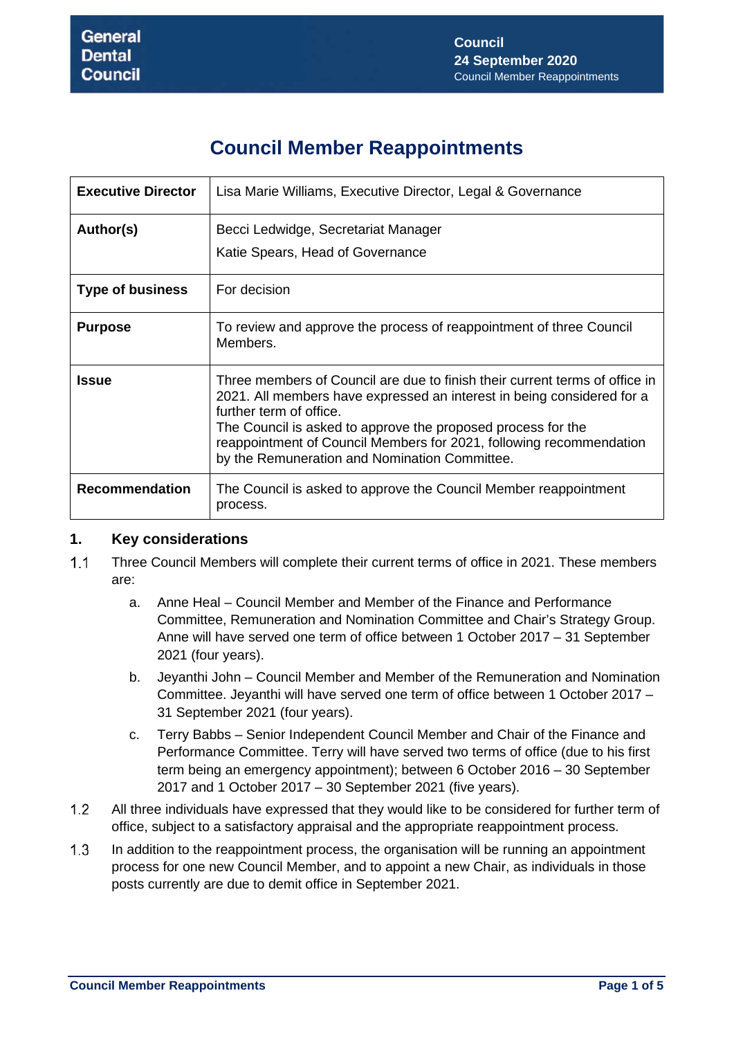# Council Member Reappointments

| | |
|---|---|
| **Executive Director** | Lisa Marie Williams, Executive Director, Legal & Governance |
| **Author(s)** | Becci Ledwidge, Secretariat Manager<br>Katie Spears, Head of Governance |
| **Type of business** | For decision |
| **Purpose** | To review and approve the process of reappointment of three Council Members. |
| **Issue** | Three members of Council are due to finish their current terms of office in 2021. All members have expressed an interest in being considered for a further term of office.<br>The Council is asked to approve the proposed process for the reappointment of Council Members for 2021, following recommendation by the Remuneration and Nomination Committee. |
| **Recommendation** | The Council is asked to approve the Council Member reappointment process. |

## 1. Key considerations

1.1 Three Council Members will complete their current terms of office in 2021. These members are:

a. Anne Heal – Council Member and Member of the Finance and Performance Committee, Remuneration and Nomination Committee and Chair's Strategy Group. Anne will have served one term of office between 1 October 2017 – 31 September 2021 (four years).

b. Jeyanthi John – Council Member and Member of the Remuneration and Nomination Committee. Jeyanthi will have served one term of office between 1 October 2017 – 31 September 2021 (four years).

c. Terry Babbs – Senior Independent Council Member and Chair of the Finance and Performance Committee. Terry will have served two terms of office (due to his first term being an emergency appointment); between 6 October 2016 – 30 September 2017 and 1 October 2017 – 30 September 2021 (five years).

1.2 All three individuals have expressed that they would like to be considered for further term of office, subject to a satisfactory appraisal and the appropriate reappointment process.

1.3 In addition to the reappointment process, the organisation will be running an appointment process for one new Council Member, and to appoint a new Chair, as individuals in those posts currently are due to demit office in September 2021.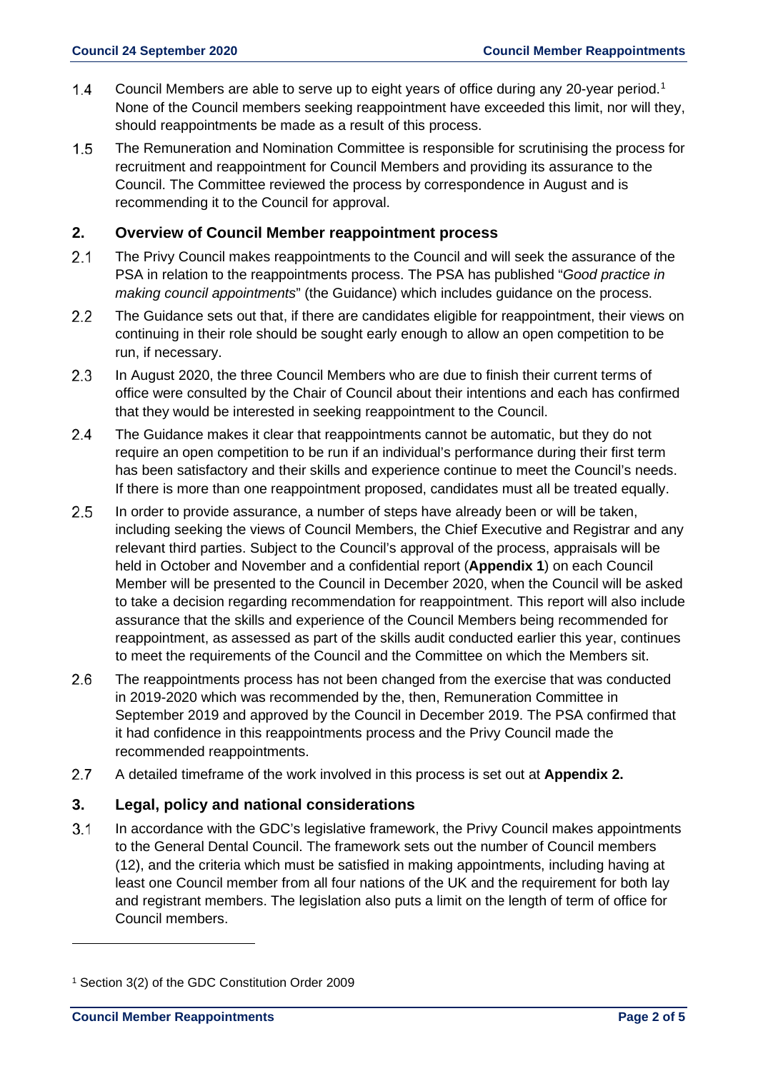1.4 Council Members are able to serve up to eight years of office during any 20-year period.[1] None of the Council members seeking reappointment have exceeded this limit, nor will they, should reappointments be made as a result of this process.

1.5 The Remuneration and Nomination Committee is responsible for scrutinising the process for recruitment and reappointment for Council Members and providing its assurance to the Council. The Committee reviewed the process by correspondence in August and is recommending it to the Council for approval.

## 2. Overview of Council Member reappointment process

2.1 The Privy Council makes reappointments to the Council and will seek the assurance of the PSA in relation to the reappointments process. The PSA has published "*Good practice in making council appointments*" (the Guidance) which includes guidance on the process.

2.2 The Guidance sets out that, if there are candidates eligible for reappointment, their views on continuing in their role should be sought early enough to allow an open competition to be run, if necessary.

2.3 In August 2020, the three Council Members who are due to finish their current terms of office were consulted by the Chair of Council about their intentions and each has confirmed that they would be interested in seeking reappointment to the Council.

2.4 The Guidance makes it clear that reappointments cannot be automatic, but they do not require an open competition to be run if an individual's performance during their first term has been satisfactory and their skills and experience continue to meet the Council's needs. If there is more than one reappointment proposed, candidates must all be treated equally.

2.5 In order to provide assurance, a number of steps have already been or will be taken, including seeking the views of Council Members, the Chief Executive and Registrar and any relevant third parties. Subject to the Council's approval of the process, appraisals will be held in October and November and a confidential report (**Appendix 1**) on each Council Member will be presented to the Council in December 2020, when the Council will be asked to take a decision regarding recommendation for reappointment. This report will also include assurance that the skills and experience of the Council Members being recommended for reappointment, as assessed as part of the skills audit conducted earlier this year, continues to meet the requirements of the Council and the Committee on which the Members sit.

2.6 The reappointments process has not been changed from the exercise that was conducted in 2019-2020 which was recommended by the, then, Remuneration Committee in September 2019 and approved by the Council in December 2019. The PSA confirmed that it had confidence in this reappointments process and the Privy Council made the recommended reappointments.

2.7 A detailed timeframe of the work involved in this process is set out at **Appendix 2.**

## 3. Legal, policy and national considerations

3.1 In accordance with the GDC's legislative framework, the Privy Council makes appointments to the General Dental Council. The framework sets out the number of Council members (12), and the criteria which must be satisfied in making appointments, including having at least one Council member from all four nations of the UK and the requirement for both lay and registrant members. The legislation also puts a limit on the length of term of office for Council members.

---

[1] Section 3(2) of the GDC Constitution Order 2009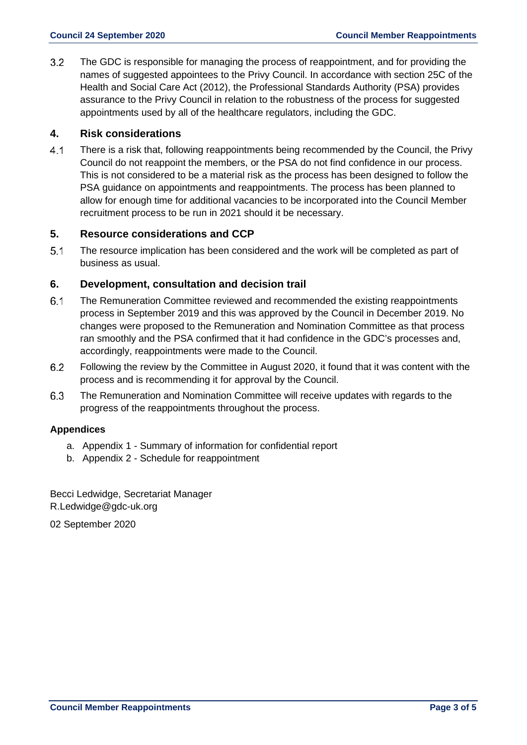3.2 The GDC is responsible for managing the process of reappointment, and for providing the names of suggested appointees to the Privy Council. In accordance with section 25C of the Health and Social Care Act (2012), the Professional Standards Authority (PSA) provides assurance to the Privy Council in relation to the robustness of the process for suggested appointments used by all of the healthcare regulators, including the GDC.

## 4. Risk considerations

4.1 There is a risk that, following reappointments being recommended by the Council, the Privy Council do not reappoint the members, or the PSA do not find confidence in our process. This is not considered to be a material risk as the process has been designed to follow the PSA guidance on appointments and reappointments. The process has been planned to allow for enough time for additional vacancies to be incorporated into the Council Member recruitment process to be run in 2021 should it be necessary.

## 5. Resource considerations and CCP

5.1 The resource implication has been considered and the work will be completed as part of business as usual.

## 6. Development, consultation and decision trail

6.1 The Remuneration Committee reviewed and recommended the existing reappointments process in September 2019 and this was approved by the Council in December 2019. No changes were proposed to the Remuneration and Nomination Committee as that process ran smoothly and the PSA confirmed that it had confidence in the GDC's processes and, accordingly, reappointments were made to the Council.

6.2 Following the review by the Committee in August 2020, it found that it was content with the process and is recommending it for approval by the Council.

6.3 The Remuneration and Nomination Committee will receive updates with regards to the progress of the reappointments throughout the process.

**Appendices**

a. Appendix 1 - Summary of information for confidential report
b. Appendix 2 - Schedule for reappointment

Becci Ledwidge, Secretariat Manager
R.Ledwidge@gdc-uk.org

02 September 2020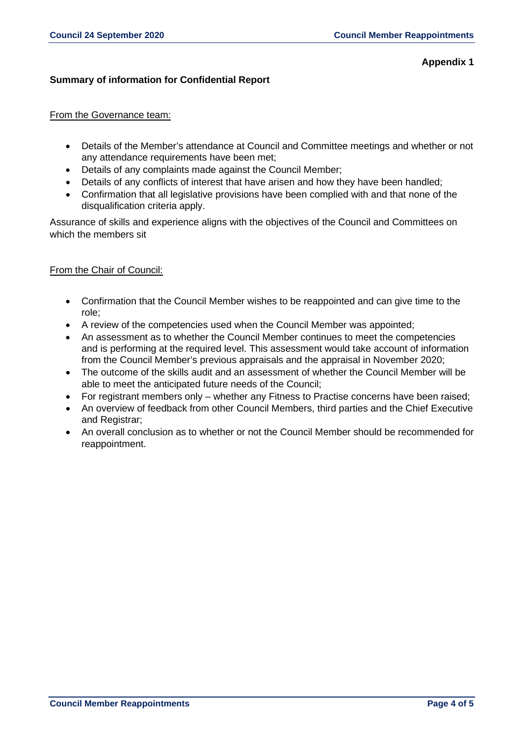**Appendix 1**

**Summary of information for Confidential Report**

From the Governance team:

- Details of the Member's attendance at Council and Committee meetings and whether or not any attendance requirements have been met;
- Details of any complaints made against the Council Member;
- Details of any conflicts of interest that have arisen and how they have been handled;
- Confirmation that all legislative provisions have been complied with and that none of the disqualification criteria apply.

Assurance of skills and experience aligns with the objectives of the Council and Committees on which the members sit

From the Chair of Council:

- Confirmation that the Council Member wishes to be reappointed and can give time to the role;
- A review of the competencies used when the Council Member was appointed;
- An assessment as to whether the Council Member continues to meet the competencies and is performing at the required level. This assessment would take account of information from the Council Member's previous appraisals and the appraisal in November 2020;
- The outcome of the skills audit and an assessment of whether the Council Member will be able to meet the anticipated future needs of the Council;
- For registrant members only – whether any Fitness to Practise concerns have been raised;
- An overview of feedback from other Council Members, third parties and the Chief Executive and Registrar;
- An overall conclusion as to whether or not the Council Member should be recommended for reappointment.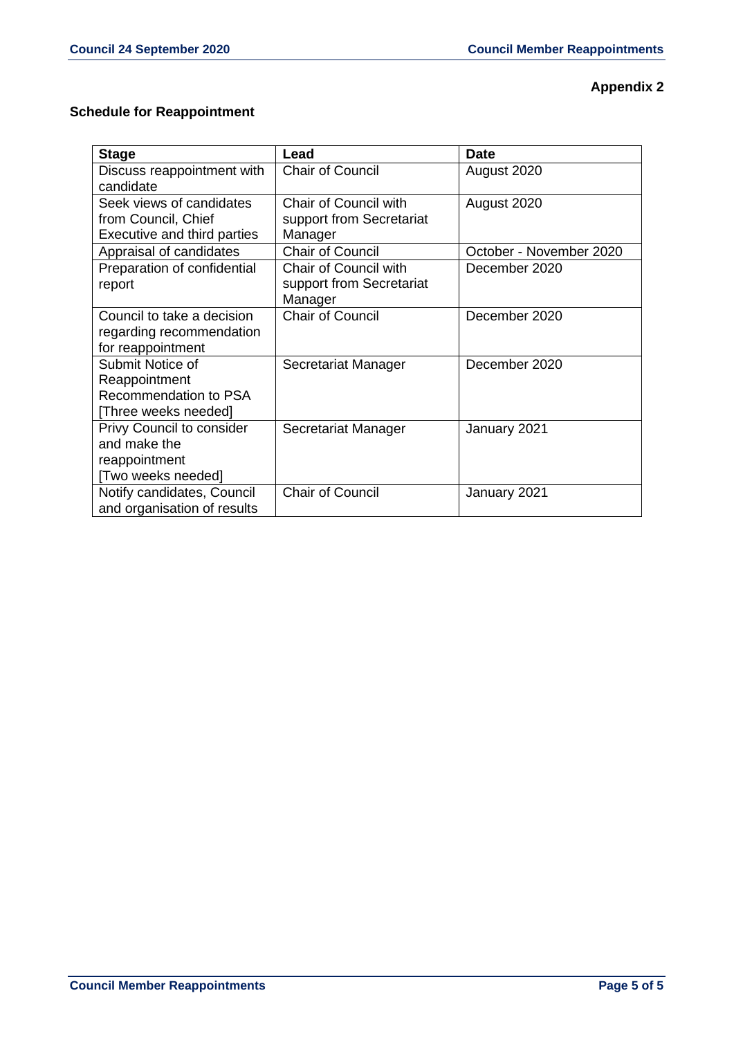**Appendix 2**

## Schedule for Reappointment

| Stage | Lead | Date |
|---|---|---|
| Discuss reappointment with candidate | Chair of Council | August 2020 |
| Seek views of candidates from Council, Chief Executive and third parties | Chair of Council with support from Secretariat Manager | August 2020 |
| Appraisal of candidates | Chair of Council | October - November 2020 |
| Preparation of confidential report | Chair of Council with support from Secretariat Manager | December 2020 |
| Council to take a decision regarding recommendation for reappointment | Chair of Council | December 2020 |
| Submit Notice of Reappointment Recommendation to PSA [Three weeks needed] | Secretariat Manager | December 2020 |
| Privy Council to consider and make the reappointment [Two weeks needed] | Secretariat Manager | January 2021 |
| Notify candidates, Council and organisation of results | Chair of Council | January 2021 |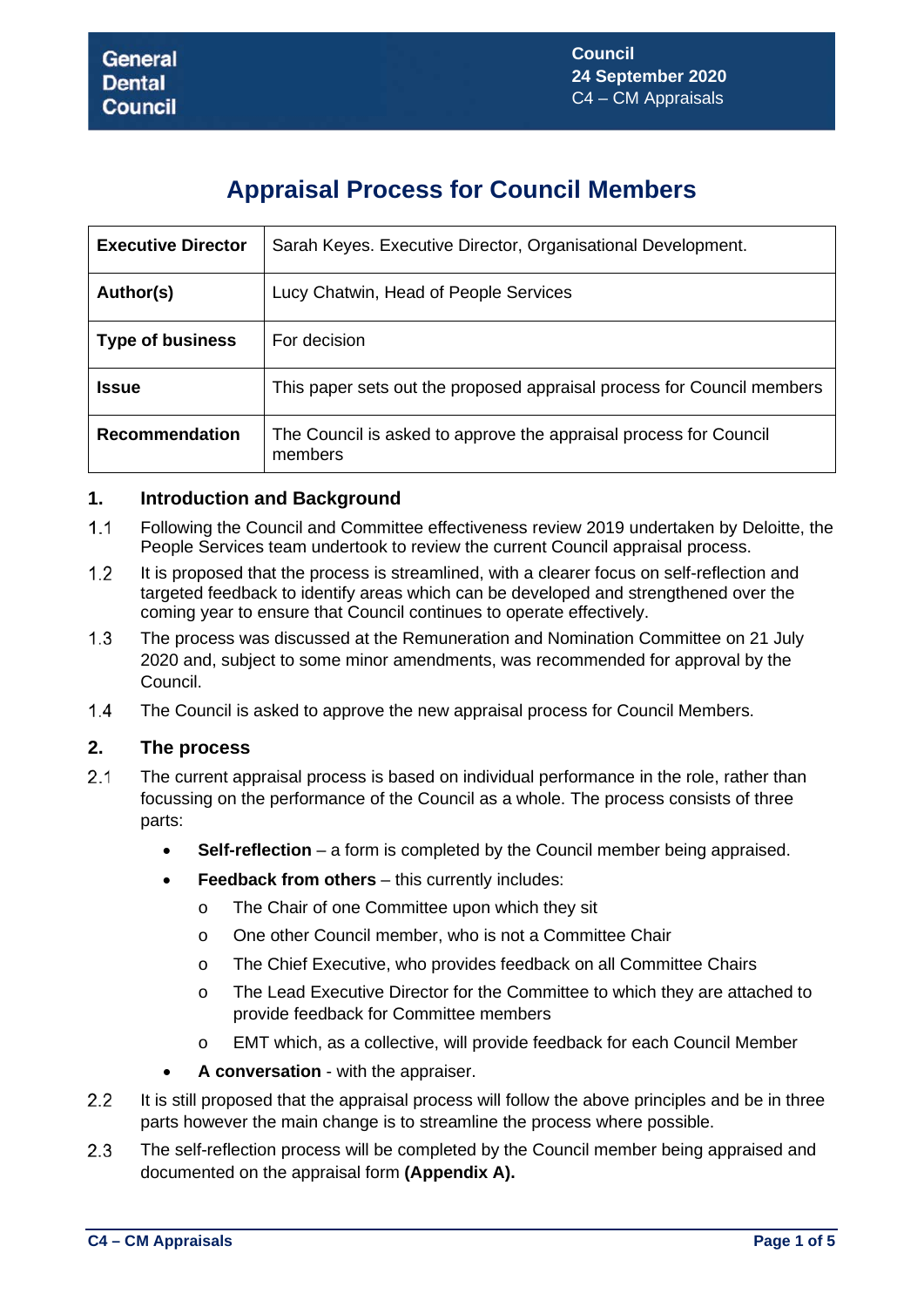# Appraisal Process for Council Members

| Executive Director | Sarah Keyes. Executive Director, Organisational Development. |
|---|---|
| **Author(s)** | Lucy Chatwin, Head of People Services |
| **Type of business** | For decision |
| **Issue** | This paper sets out the proposed appraisal process for Council members |
| **Recommendation** | The Council is asked to approve the appraisal process for Council members |

## 1. Introduction and Background

1.1 Following the Council and Committee effectiveness review 2019 undertaken by Deloitte, the People Services team undertook to review the current Council appraisal process.

1.2 It is proposed that the process is streamlined, with a clearer focus on self-reflection and targeted feedback to identify areas which can be developed and strengthened over the coming year to ensure that Council continues to operate effectively.

1.3 The process was discussed at the Remuneration and Nomination Committee on 21 July 2020 and, subject to some minor amendments, was recommended for approval by the Council.

1.4 The Council is asked to approve the new appraisal process for Council Members.

## 2. The process

2.1 The current appraisal process is based on individual performance in the role, rather than focussing on the performance of the Council as a whole. The process consists of three parts:

- **Self-reflection** – a form is completed by the Council member being appraised.
- **Feedback from others** – this currently includes:
  - The Chair of one Committee upon which they sit
  - One other Council member, who is not a Committee Chair
  - The Chief Executive, who provides feedback on all Committee Chairs
  - The Lead Executive Director for the Committee to which they are attached to provide feedback for Committee members
  - EMT which, as a collective, will provide feedback for each Council Member
- **A conversation** - with the appraiser.

2.2 It is still proposed that the appraisal process will follow the above principles and be in three parts however the main change is to streamline the process where possible.

2.3 The self-reflection process will be completed by the Council member being appraised and documented on the appraisal form **(Appendix A).**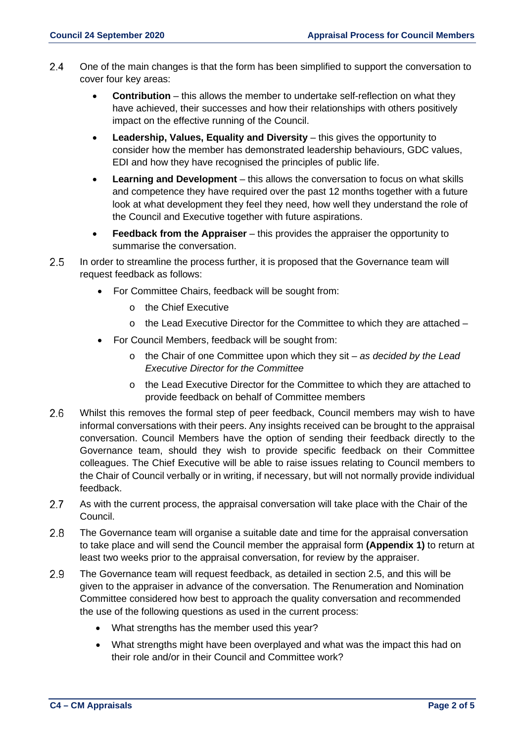2.4 One of the main changes is that the form has been simplified to support the conversation to cover four key areas:

- **Contribution** – this allows the member to undertake self-reflection on what they have achieved, their successes and how their relationships with others positively impact on the effective running of the Council.
- **Leadership, Values, Equality and Diversity** – this gives the opportunity to consider how the member has demonstrated leadership behaviours, GDC values, EDI and how they have recognised the principles of public life.
- **Learning and Development** – this allows the conversation to focus on what skills and competence they have required over the past 12 months together with a future look at what development they feel they need, how well they understand the role of the Council and Executive together with future aspirations.
- **Feedback from the Appraiser** – this provides the appraiser the opportunity to summarise the conversation.

2.5 In order to streamline the process further, it is proposed that the Governance team will request feedback as follows:

- For Committee Chairs, feedback will be sought from:
  - the Chief Executive
  - the Lead Executive Director for the Committee to which they are attached –
- For Council Members, feedback will be sought from:
  - the Chair of one Committee upon which they sit – *as decided by the Lead Executive Director for the Committee*
  - the Lead Executive Director for the Committee to which they are attached to provide feedback on behalf of Committee members

2.6 Whilst this removes the formal step of peer feedback, Council members may wish to have informal conversations with their peers. Any insights received can be brought to the appraisal conversation. Council Members have the option of sending their feedback directly to the Governance team, should they wish to provide specific feedback on their Committee colleagues. The Chief Executive will be able to raise issues relating to Council members to the Chair of Council verbally or in writing, if necessary, but will not normally provide individual feedback.

2.7 As with the current process, the appraisal conversation will take place with the Chair of the Council.

2.8 The Governance team will organise a suitable date and time for the appraisal conversation to take place and will send the Council member the appraisal form **(Appendix 1)** to return at least two weeks prior to the appraisal conversation, for review by the appraiser.

2.9 The Governance team will request feedback, as detailed in section 2.5, and this will be given to the appraiser in advance of the conversation. The Renumeration and Nomination Committee considered how best to approach the quality conversation and recommended the use of the following questions as used in the current process:

- What strengths has the member used this year?
- What strengths might have been overplayed and what was the impact this had on their role and/or in their Council and Committee work?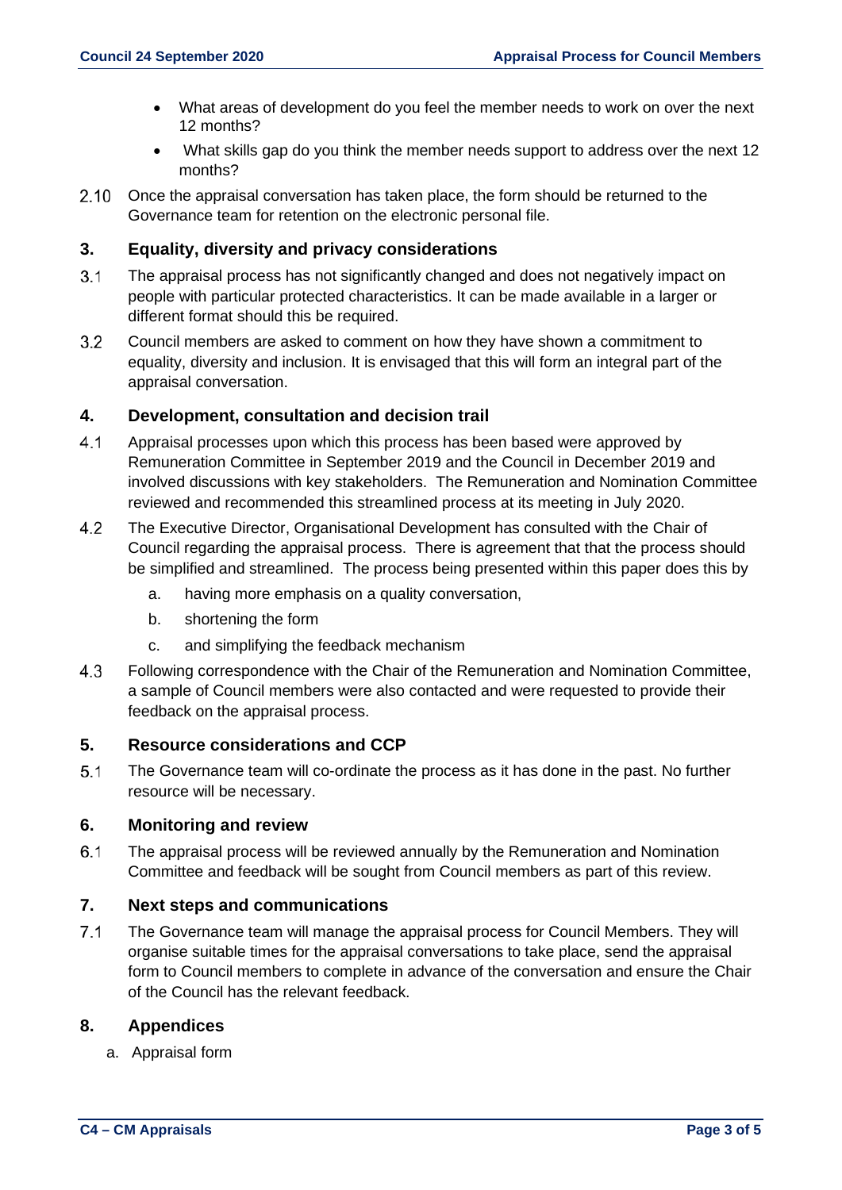- What areas of development do you feel the member needs to work on over the next 12 months?
- What skills gap do you think the member needs support to address over the next 12 months?

2.10 Once the appraisal conversation has taken place, the form should be returned to the Governance team for retention on the electronic personal file.

## 3. Equality, diversity and privacy considerations

3.1 The appraisal process has not significantly changed and does not negatively impact on people with particular protected characteristics. It can be made available in a larger or different format should this be required.

3.2 Council members are asked to comment on how they have shown a commitment to equality, diversity and inclusion. It is envisaged that this will form an integral part of the appraisal conversation.

## 4. Development, consultation and decision trail

4.1 Appraisal processes upon which this process has been based were approved by Remuneration Committee in September 2019 and the Council in December 2019 and involved discussions with key stakeholders. The Remuneration and Nomination Committee reviewed and recommended this streamlined process at its meeting in July 2020.

4.2 The Executive Director, Organisational Development has consulted with the Chair of Council regarding the appraisal process. There is agreement that that the process should be simplified and streamlined. The process being presented within this paper does this by

   a. having more emphasis on a quality conversation,

   b. shortening the form

   c. and simplifying the feedback mechanism

4.3 Following correspondence with the Chair of the Remuneration and Nomination Committee, a sample of Council members were also contacted and were requested to provide their feedback on the appraisal process.

## 5. Resource considerations and CCP

5.1 The Governance team will co-ordinate the process as it has done in the past. No further resource will be necessary.

## 6. Monitoring and review

6.1 The appraisal process will be reviewed annually by the Remuneration and Nomination Committee and feedback will be sought from Council members as part of this review.

## 7. Next steps and communications

7.1 The Governance team will manage the appraisal process for Council Members. They will organise suitable times for the appraisal conversations to take place, send the appraisal form to Council members to complete in advance of the conversation and ensure the Chair of the Council has the relevant feedback.

## 8. Appendices

a. Appraisal form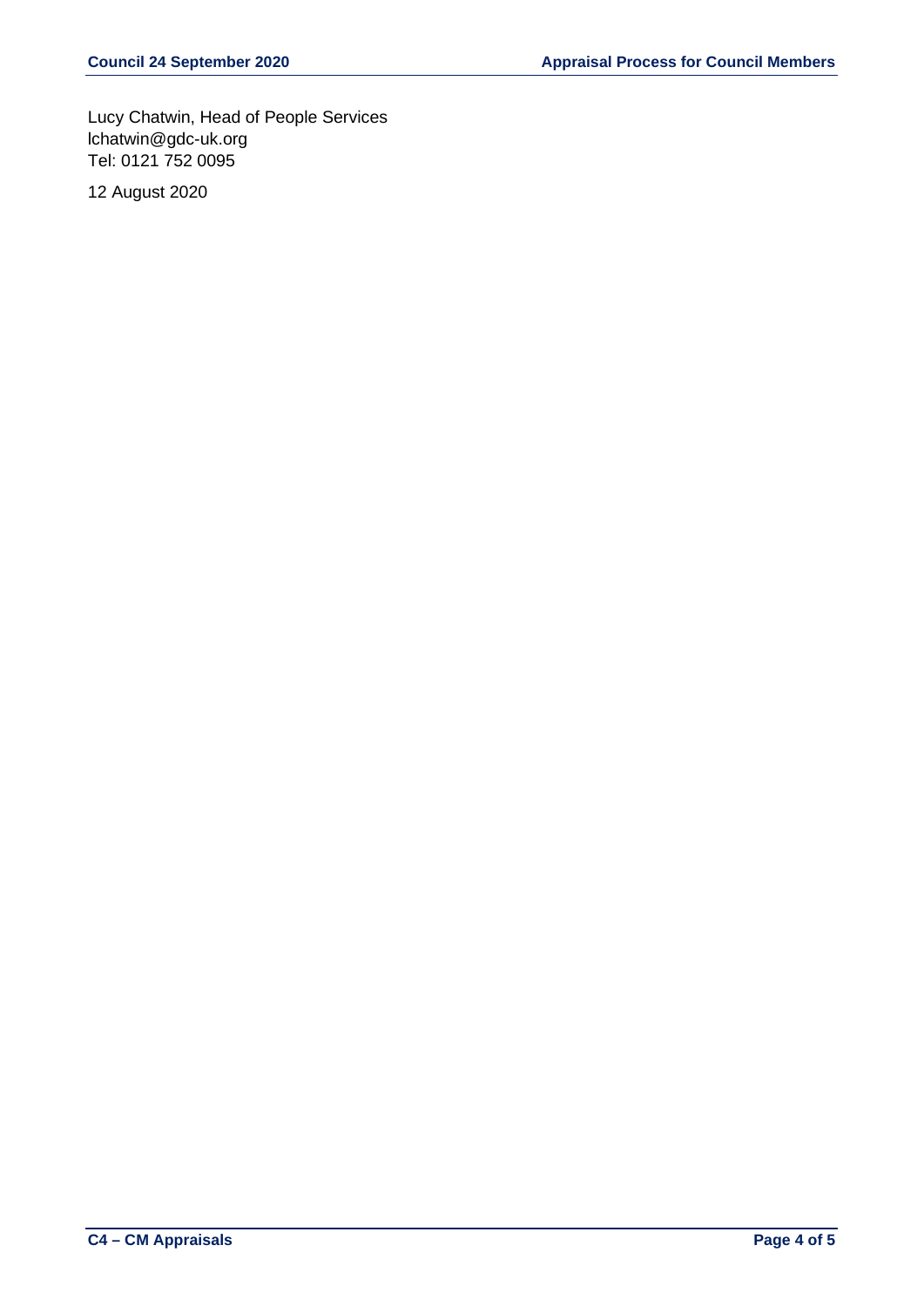Lucy Chatwin, Head of People Services
lchatwin@gdc-uk.org
Tel: 0121 752 0095

12 August 2020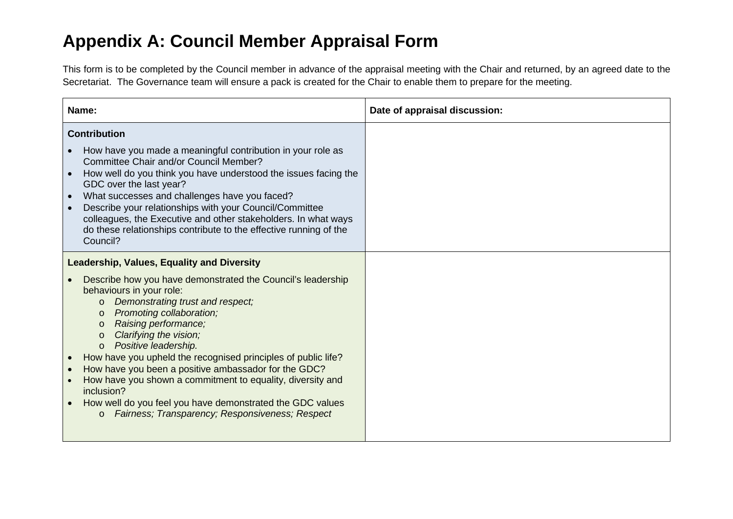# Appendix A: Council Member Appraisal Form

This form is to be completed by the Council member in advance of the appraisal meeting with the Chair and returned, by an agreed date to the Secretariat.  The Governance team will ensure a pack is created for the Chair to enable them to prepare for the meeting.

| **Name:** | **Date of appraisal discussion:** |
|---|---|
| **Contribution**<br>• How have you made a meaningful contribution in your role as Committee Chair and/or Council Member?<br>• How well do you think you have understood the issues facing the GDC over the last year?<br>• What successes and challenges have you faced?<br>• Describe your relationships with your Council/Committee colleagues, the Executive and other stakeholders. In what ways do these relationships contribute to the effective running of the Council? | |
| **Leadership, Values, Equality and Diversity**<br>• Describe how you have demonstrated the Council's leadership behaviours in your role:<br>&nbsp;&nbsp;&nbsp;&nbsp;o *Demonstrating trust and respect;*<br>&nbsp;&nbsp;&nbsp;&nbsp;o *Promoting collaboration;*<br>&nbsp;&nbsp;&nbsp;&nbsp;o *Raising performance;*<br>&nbsp;&nbsp;&nbsp;&nbsp;o *Clarifying the vision;*<br>&nbsp;&nbsp;&nbsp;&nbsp;o *Positive leadership.*<br>• How have you upheld the recognised principles of public life?<br>• How have you been a positive ambassador for the GDC?<br>• How have you shown a commitment to equality, diversity and inclusion?<br>• How well do you feel you have demonstrated the GDC values<br>&nbsp;&nbsp;&nbsp;&nbsp;o *Fairness; Transparency; Responsiveness; Respect* | |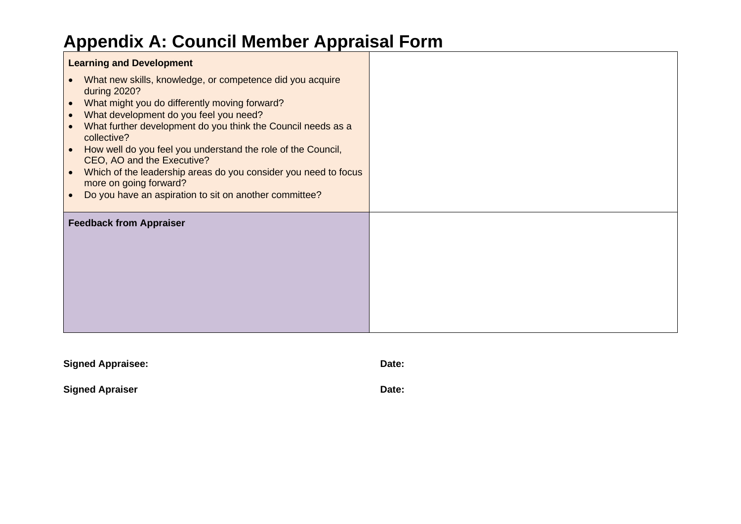# Appendix A: Council Member Appraisal Form

| **Learning and Development**<br><br>• What new skills, knowledge, or competence did you acquire during 2020?<br>• What might you do differently moving forward?<br>• What development do you feel you need?<br>• What further development do you think the Council needs as a collective?<br>• How well do you feel you understand the role of the Council, CEO, AO and the Executive?<br>• Which of the leadership areas do you consider you need to focus more on going forward?<br>• Do you have an aspiration to sit on another committee? | |
|---|---|
| **Feedback from Appraiser** | |

**Signed Appraisee:** **Date:**

**Signed Apraiser** **Date:**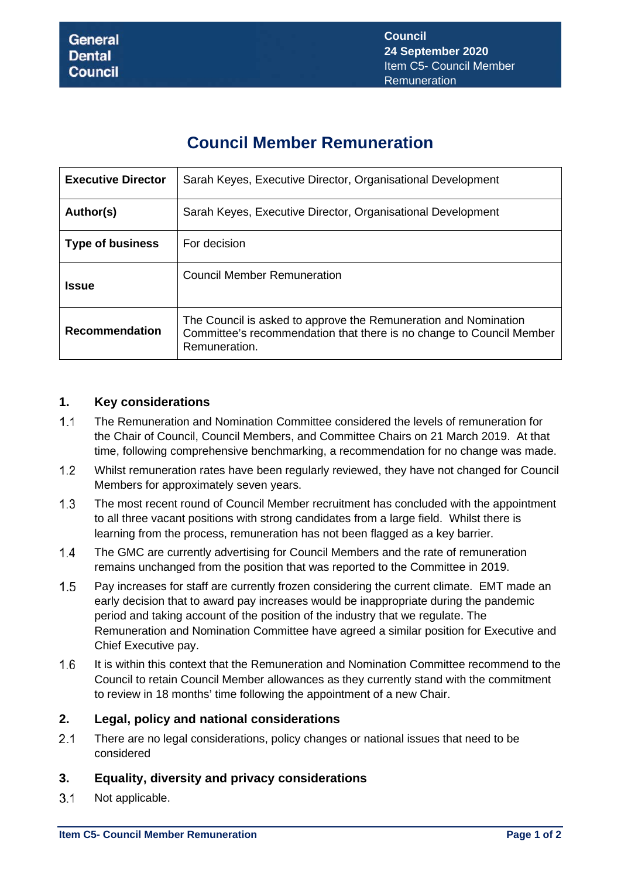# Council Member Remuneration

| | |
|---|---|
| **Executive Director** | Sarah Keyes, Executive Director, Organisational Development |
| **Author(s)** | Sarah Keyes, Executive Director, Organisational Development |
| **Type of business** | For decision |
| **Issue** | Council Member Remuneration |
| **Recommendation** | The Council is asked to approve the Remuneration and Nomination Committee's recommendation that there is no change to Council Member Remuneration. |

## 1. Key considerations

1.1 The Remuneration and Nomination Committee considered the levels of remuneration for the Chair of Council, Council Members, and Committee Chairs on 21 March 2019. At that time, following comprehensive benchmarking, a recommendation for no change was made.

1.2 Whilst remuneration rates have been regularly reviewed, they have not changed for Council Members for approximately seven years.

1.3 The most recent round of Council Member recruitment has concluded with the appointment to all three vacant positions with strong candidates from a large field. Whilst there is learning from the process, remuneration has not been flagged as a key barrier.

1.4 The GMC are currently advertising for Council Members and the rate of remuneration remains unchanged from the position that was reported to the Committee in 2019.

1.5 Pay increases for staff are currently frozen considering the current climate. EMT made an early decision that to award pay increases would be inappropriate during the pandemic period and taking account of the position of the industry that we regulate. The Remuneration and Nomination Committee have agreed a similar position for Executive and Chief Executive pay.

1.6 It is within this context that the Remuneration and Nomination Committee recommend to the Council to retain Council Member allowances as they currently stand with the commitment to review in 18 months' time following the appointment of a new Chair.

## 2. Legal, policy and national considerations

2.1 There are no legal considerations, policy changes or national issues that need to be considered

## 3. Equality, diversity and privacy considerations

3.1 Not applicable.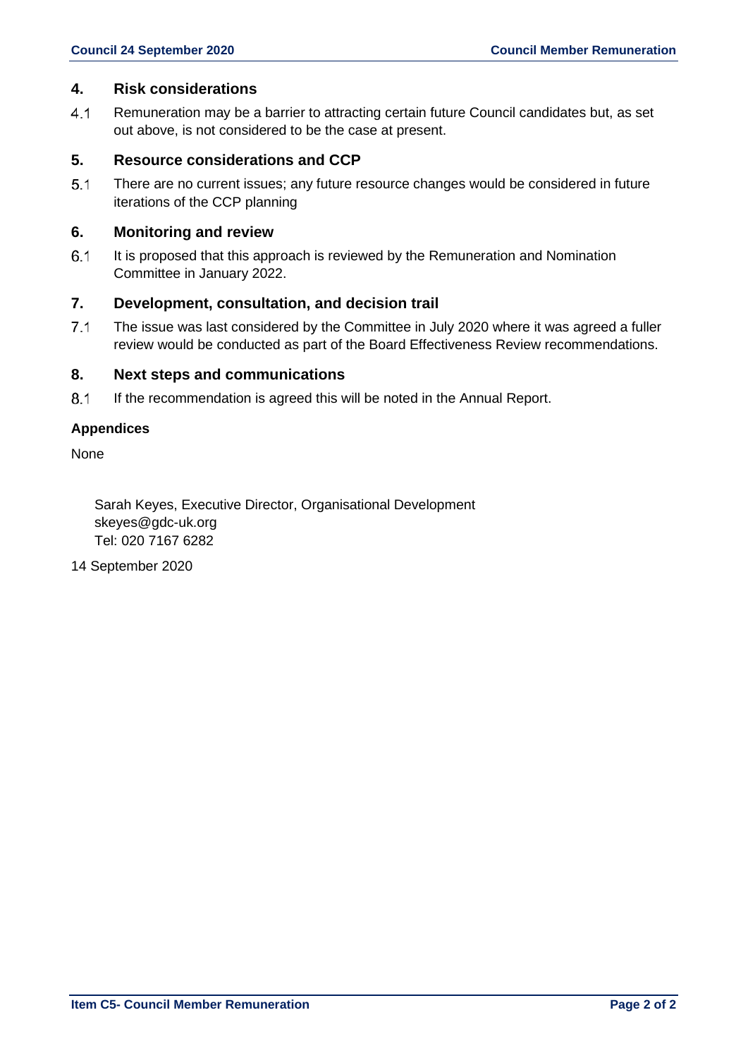## 4. Risk considerations

4.1 Remuneration may be a barrier to attracting certain future Council candidates but, as set out above, is not considered to be the case at present.

## 5. Resource considerations and CCP

5.1 There are no current issues; any future resource changes would be considered in future iterations of the CCP planning

## 6. Monitoring and review

6.1 It is proposed that this approach is reviewed by the Remuneration and Nomination Committee in January 2022.

## 7. Development, consultation, and decision trail

7.1 The issue was last considered by the Committee in July 2020 where it was agreed a fuller review would be conducted as part of the Board Effectiveness Review recommendations.

## 8. Next steps and communications

8.1 If the recommendation is agreed this will be noted in the Annual Report.

**Appendices**

None

Sarah Keyes, Executive Director, Organisational Development
skeyes@gdc-uk.org
Tel: 020 7167 6282

14 September 2020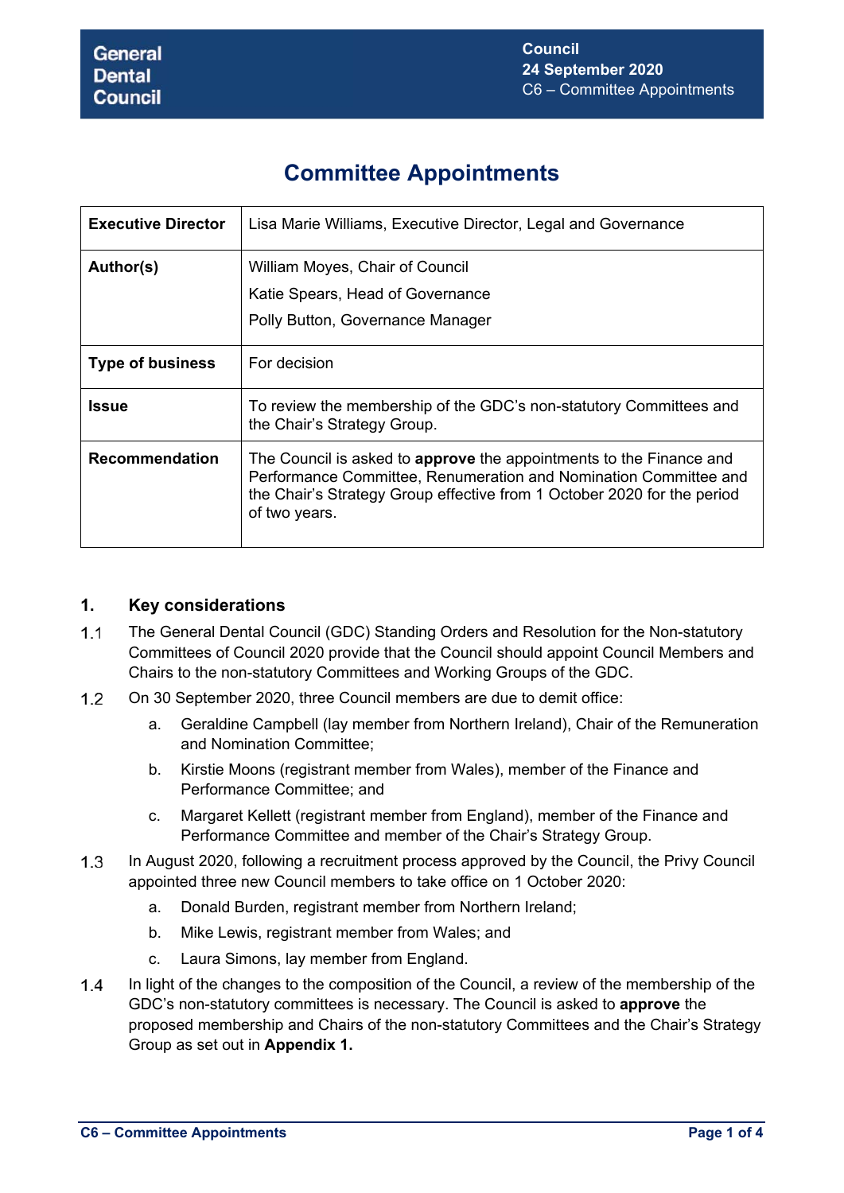# Committee Appointments

| | |
|---|---|
| **Executive Director** | Lisa Marie Williams, Executive Director, Legal and Governance |
| **Author(s)** | William Moyes, Chair of Council<br>Katie Spears, Head of Governance<br>Polly Button, Governance Manager |
| **Type of business** | For decision |
| **Issue** | To review the membership of the GDC's non-statutory Committees and the Chair's Strategy Group. |
| **Recommendation** | The Council is asked to **approve** the appointments to the Finance and Performance Committee, Renumeration and Nomination Committee and the Chair's Strategy Group effective from 1 October 2020 for the period of two years. |

## 1. Key considerations

1.1 The General Dental Council (GDC) Standing Orders and Resolution for the Non-statutory Committees of Council 2020 provide that the Council should appoint Council Members and Chairs to the non-statutory Committees and Working Groups of the GDC.

1.2 On 30 September 2020, three Council members are due to demit office:

   a. Geraldine Campbell (lay member from Northern Ireland), Chair of the Remuneration and Nomination Committee;

   b. Kirstie Moons (registrant member from Wales), member of the Finance and Performance Committee; and

   c. Margaret Kellett (registrant member from England), member of the Finance and Performance Committee and member of the Chair's Strategy Group.

1.3 In August 2020, following a recruitment process approved by the Council, the Privy Council appointed three new Council members to take office on 1 October 2020:

   a. Donald Burden, registrant member from Northern Ireland;

   b. Mike Lewis, registrant member from Wales; and

   c. Laura Simons, lay member from England.

1.4 In light of the changes to the composition of the Council, a review of the membership of the GDC's non-statutory committees is necessary. The Council is asked to **approve** the proposed membership and Chairs of the non-statutory Committees and the Chair's Strategy Group as set out in **Appendix 1.**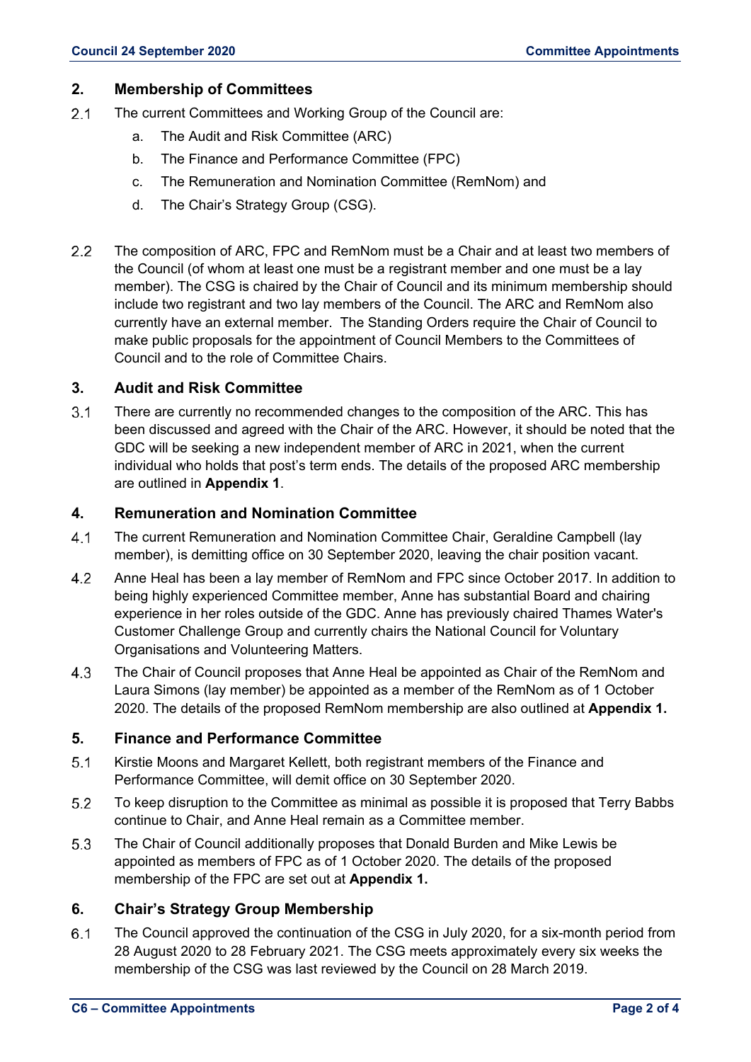## 2. Membership of Committees

2.1 The current Committees and Working Group of the Council are:

a. The Audit and Risk Committee (ARC)

b. The Finance and Performance Committee (FPC)

c. The Remuneration and Nomination Committee (RemNom) and

d. The Chair's Strategy Group (CSG).

2.2 The composition of ARC, FPC and RemNom must be a Chair and at least two members of the Council (of whom at least one must be a registrant member and one must be a lay member). The CSG is chaired by the Chair of Council and its minimum membership should include two registrant and two lay members of the Council. The ARC and RemNom also currently have an external member. The Standing Orders require the Chair of Council to make public proposals for the appointment of Council Members to the Committees of Council and to the role of Committee Chairs.

## 3. Audit and Risk Committee

3.1 There are currently no recommended changes to the composition of the ARC. This has been discussed and agreed with the Chair of the ARC. However, it should be noted that the GDC will be seeking a new independent member of ARC in 2021, when the current individual who holds that post's term ends. The details of the proposed ARC membership are outlined in **Appendix 1**.

## 4. Remuneration and Nomination Committee

4.1 The current Remuneration and Nomination Committee Chair, Geraldine Campbell (lay member), is demitting office on 30 September 2020, leaving the chair position vacant.

4.2 Anne Heal has been a lay member of RemNom and FPC since October 2017. In addition to being highly experienced Committee member, Anne has substantial Board and chairing experience in her roles outside of the GDC. Anne has previously chaired Thames Water's Customer Challenge Group and currently chairs the National Council for Voluntary Organisations and Volunteering Matters.

4.3 The Chair of Council proposes that Anne Heal be appointed as Chair of the RemNom and Laura Simons (lay member) be appointed as a member of the RemNom as of 1 October 2020. The details of the proposed RemNom membership are also outlined at **Appendix 1.**

## 5. Finance and Performance Committee

5.1 Kirstie Moons and Margaret Kellett, both registrant members of the Finance and Performance Committee, will demit office on 30 September 2020.

5.2 To keep disruption to the Committee as minimal as possible it is proposed that Terry Babbs continue to Chair, and Anne Heal remain as a Committee member.

5.3 The Chair of Council additionally proposes that Donald Burden and Mike Lewis be appointed as members of FPC as of 1 October 2020. The details of the proposed membership of the FPC are set out at **Appendix 1.**

## 6. Chair's Strategy Group Membership

6.1 The Council approved the continuation of the CSG in July 2020, for a six-month period from 28 August 2020 to 28 February 2021. The CSG meets approximately every six weeks the membership of the CSG was last reviewed by the Council on 28 March 2019.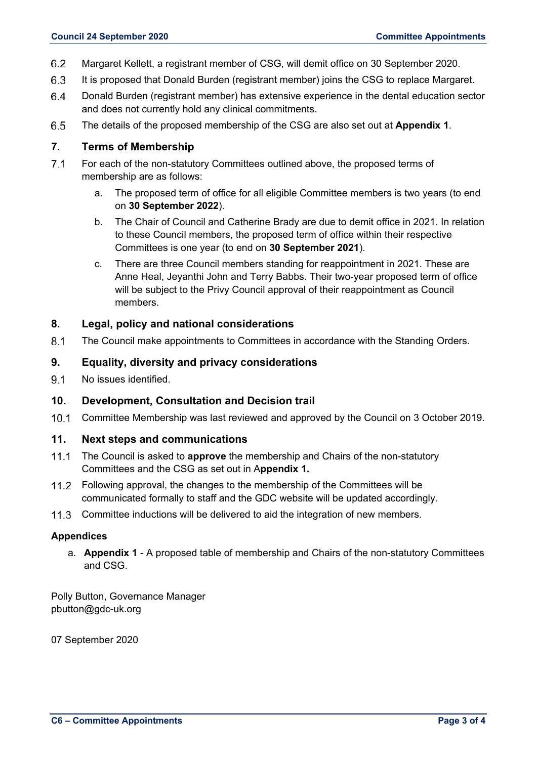6.2 Margaret Kellett, a registrant member of CSG, will demit office on 30 September 2020.

6.3 It is proposed that Donald Burden (registrant member) joins the CSG to replace Margaret.

6.4 Donald Burden (registrant member) has extensive experience in the dental education sector and does not currently hold any clinical commitments.

6.5 The details of the proposed membership of the CSG are also set out at **Appendix 1**.

## 7. Terms of Membership

7.1 For each of the non-statutory Committees outlined above, the proposed terms of membership are as follows:

a. The proposed term of office for all eligible Committee members is two years (to end on **30 September 2022**).

b. The Chair of Council and Catherine Brady are due to demit office in 2021. In relation to these Council members, the proposed term of office within their respective Committees is one year (to end on **30 September 2021**).

c. There are three Council members standing for reappointment in 2021. These are Anne Heal, Jeyanthi John and Terry Babbs. Their two-year proposed term of office will be subject to the Privy Council approval of their reappointment as Council members.

## 8. Legal, policy and national considerations

8.1 The Council make appointments to Committees in accordance with the Standing Orders.

## 9. Equality, diversity and privacy considerations

9.1 No issues identified.

## 10. Development, Consultation and Decision trail

10.1 Committee Membership was last reviewed and approved by the Council on 3 October 2019.

## 11. Next steps and communications

11.1 The Council is asked to **approve** the membership and Chairs of the non-statutory Committees and the CSG as set out in A**ppendix 1.**

11.2 Following approval, the changes to the membership of the Committees will be communicated formally to staff and the GDC website will be updated accordingly.

11.3 Committee inductions will be delivered to aid the integration of new members.

**Appendices**

a. **Appendix 1** - A proposed table of membership and Chairs of the non-statutory Committees and CSG.

Polly Button, Governance Manager
pbutton@gdc-uk.org

07 September 2020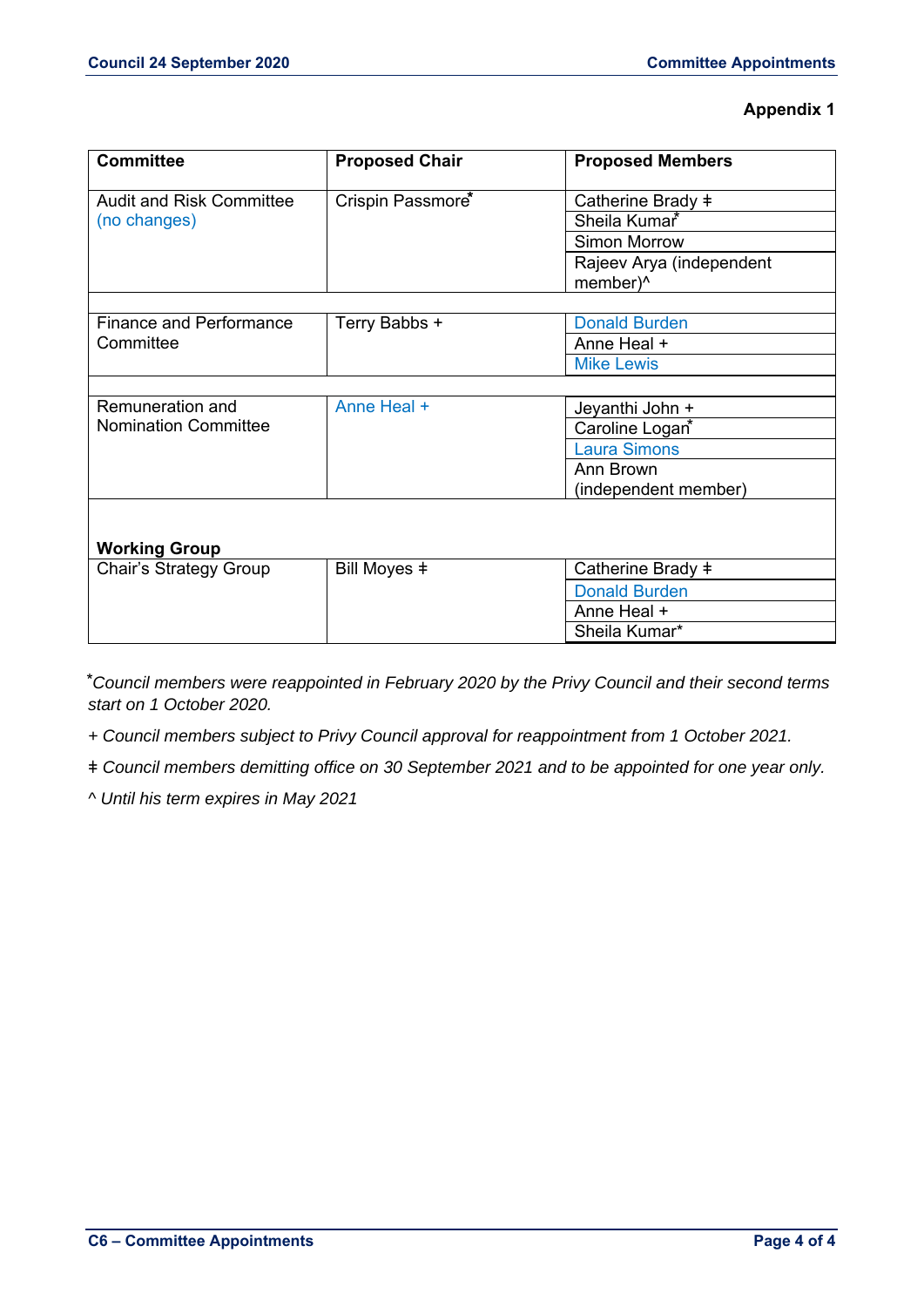**Appendix 1**

| Committee | Proposed Chair | Proposed Members |
|---|---|---|
| Audit and Risk Committee (no changes) | Crispin Passmore* | Catherine Brady ǂ |
| | | Sheila Kumar* |
| | | Simon Morrow |
| | | Rajeev Arya (independent member)^ |
| | | |
| Finance and Performance Committee | Terry Babbs + | Donald Burden |
| | | Anne Heal + |
| | | Mike Lewis |
| | | |
| Remuneration and Nomination Committee | Anne Heal + | Jeyanthi John + |
| | | Caroline Logan* |
| | | Laura Simons |
| | | Ann Brown (independent member) |
| **Working Group** | | |
| Chair's Strategy Group | Bill Moyes ǂ | Catherine Brady ǂ |
| | | Donald Burden |
| | | Anne Heal + |
| | | Sheila Kumar* |

*\*Council members were reappointed in February 2020 by the Privy Council and their second terms start on 1 October 2020.*

*+ Council members subject to Privy Council approval for reappointment from 1 October 2021.*

*ǂ Council members demitting office on 30 September 2021 and to be appointed for one year only.*

*^ Until his term expires in May 2021*